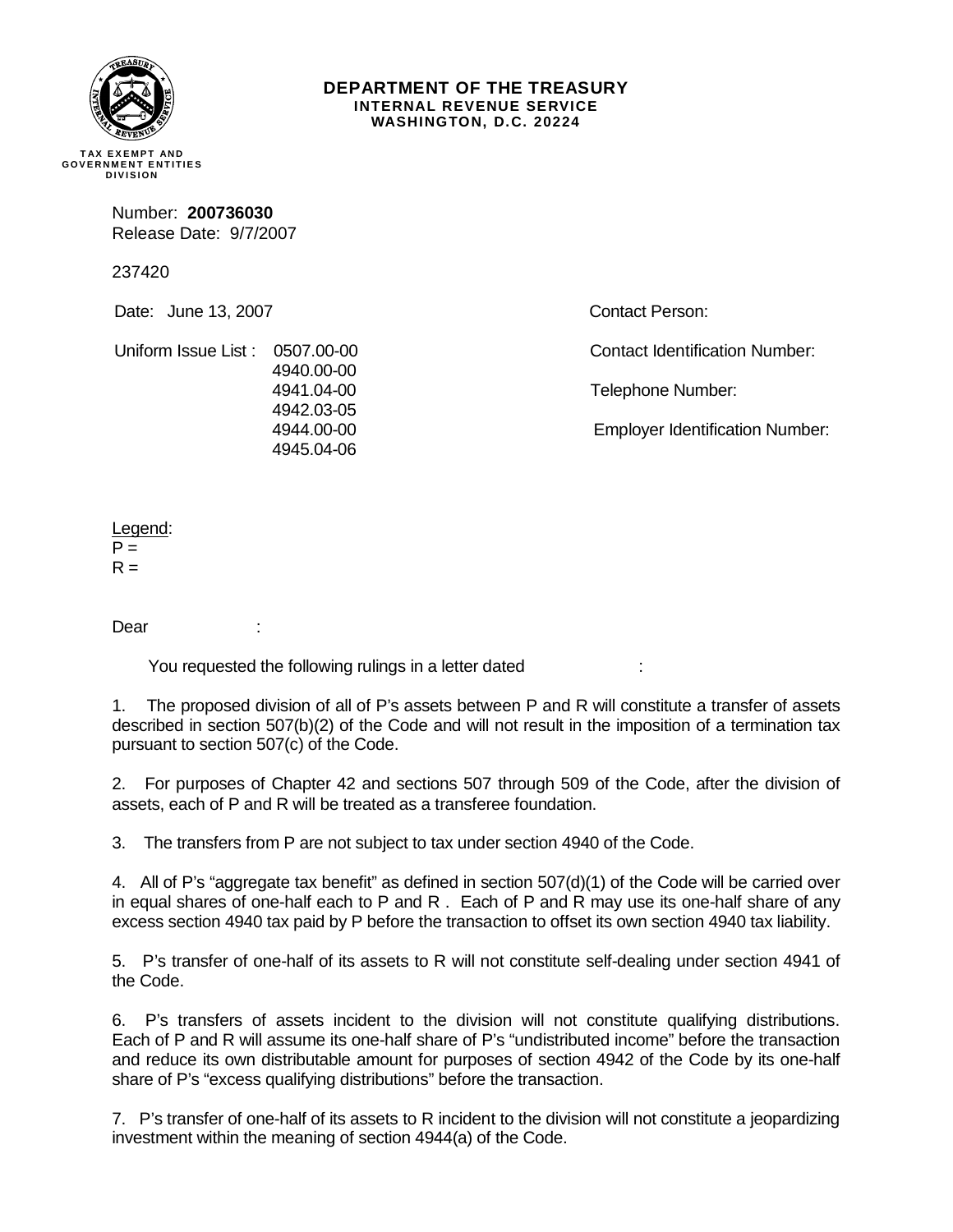**DEPARTMENT OF THE TREASURY**
**INTERNAL REVENUE SERVICE**
**WASHINGTON, D.C. 20224**

TAX EXEMPT AND GOVERNMENT ENTITIES DIVISION

Number: **200736030**
Release Date: 9/7/2007

237420

Date: June 13, 2007

Uniform Issue List : 0507.00-00
4940.00-00
4941.04-00
4942.03-05
4944.00-00
4945.04-06

Contact Person:

Contact Identification Number:

Telephone Number:

Employer Identification Number:

Legend:
P =
R =

Dear :

You requested the following rulings in a letter dated :

1. The proposed division of all of P's assets between P and R will constitute a transfer of assets described in section 507(b)(2) of the Code and will not result in the imposition of a termination tax pursuant to section 507(c) of the Code.

2. For purposes of Chapter 42 and sections 507 through 509 of the Code, after the division of assets, each of P and R will be treated as a transferee foundation.

3. The transfers from P are not subject to tax under section 4940 of the Code.

4. All of P's "aggregate tax benefit" as defined in section 507(d)(1) of the Code will be carried over in equal shares of one-half each to P and R . Each of P and R may use its one-half share of any excess section 4940 tax paid by P before the transaction to offset its own section 4940 tax liability.

5. P's transfer of one-half of its assets to R will not constitute self-dealing under section 4941 of the Code.

6. P's transfers of assets incident to the division will not constitute qualifying distributions. Each of P and R will assume its one-half share of P's "undistributed income" before the transaction and reduce its own distributable amount for purposes of section 4942 of the Code by its one-half share of P's "excess qualifying distributions" before the transaction.

7. P's transfer of one-half of its assets to R incident to the division will not constitute a jeopardizing investment within the meaning of section 4944(a) of the Code.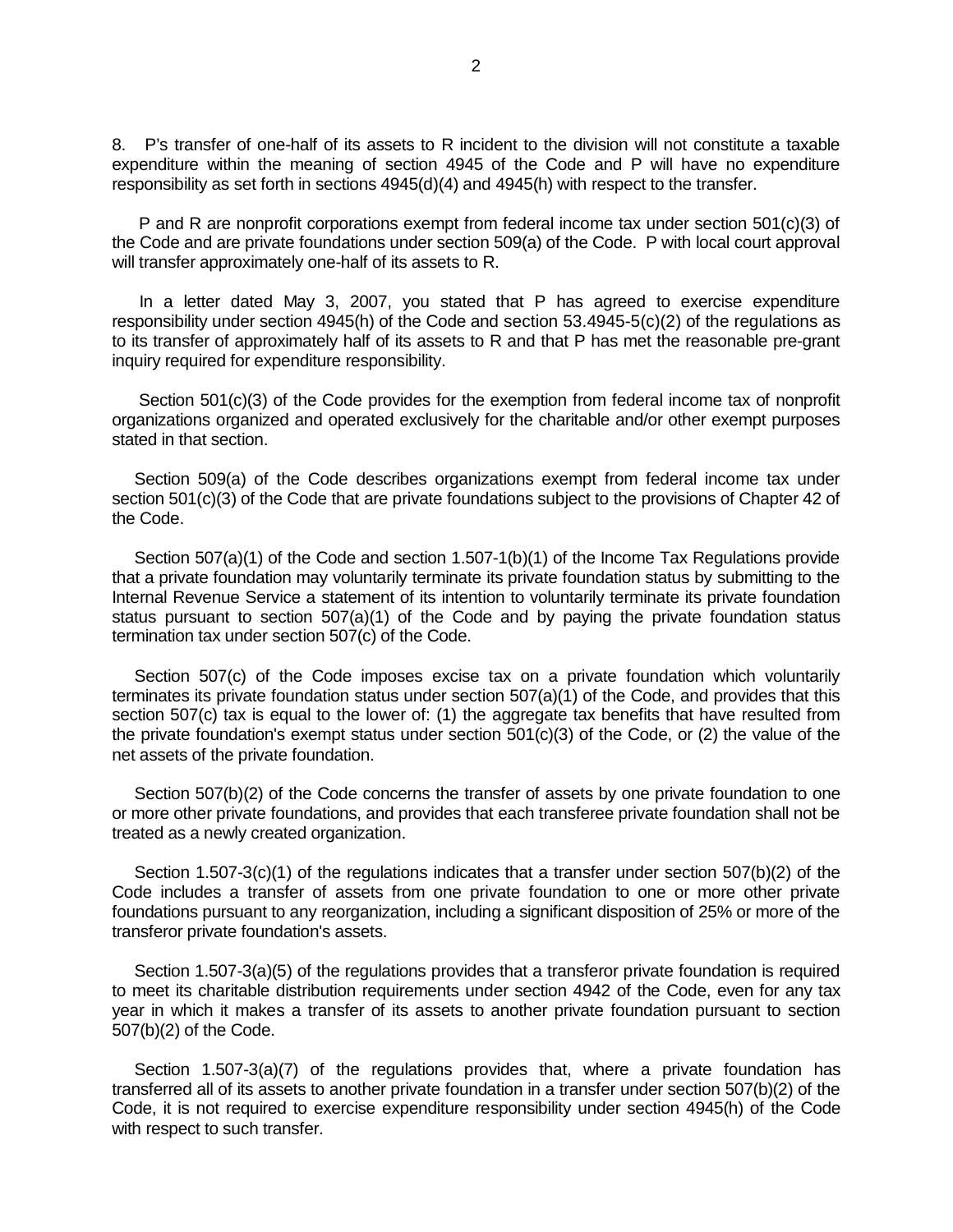8. P's transfer of one-half of its assets to R incident to the division will not constitute a taxable expenditure within the meaning of section 4945 of the Code and P will have no expenditure responsibility as set forth in sections 4945(d)(4) and 4945(h) with respect to the transfer.

P and R are nonprofit corporations exempt from federal income tax under section 501(c)(3) of the Code and are private foundations under section 509(a) of the Code. P with local court approval will transfer approximately one-half of its assets to R.

In a letter dated May 3, 2007, you stated that P has agreed to exercise expenditure responsibility under section 4945(h) of the Code and section 53.4945-5(c)(2) of the regulations as to its transfer of approximately half of its assets to R and that P has met the reasonable pre-grant inquiry required for expenditure responsibility.

Section 501(c)(3) of the Code provides for the exemption from federal income tax of nonprofit organizations organized and operated exclusively for the charitable and/or other exempt purposes stated in that section.

Section 509(a) of the Code describes organizations exempt from federal income tax under section 501(c)(3) of the Code that are private foundations subject to the provisions of Chapter 42 of the Code.

Section 507(a)(1) of the Code and section 1.507-1(b)(1) of the Income Tax Regulations provide that a private foundation may voluntarily terminate its private foundation status by submitting to the Internal Revenue Service a statement of its intention to voluntarily terminate its private foundation status pursuant to section 507(a)(1) of the Code and by paying the private foundation status termination tax under section 507(c) of the Code.

Section 507(c) of the Code imposes excise tax on a private foundation which voluntarily terminates its private foundation status under section 507(a)(1) of the Code, and provides that this section 507(c) tax is equal to the lower of: (1) the aggregate tax benefits that have resulted from the private foundation's exempt status under section 501(c)(3) of the Code, or (2) the value of the net assets of the private foundation.

Section 507(b)(2) of the Code concerns the transfer of assets by one private foundation to one or more other private foundations, and provides that each transferee private foundation shall not be treated as a newly created organization.

Section 1.507-3(c)(1) of the regulations indicates that a transfer under section 507(b)(2) of the Code includes a transfer of assets from one private foundation to one or more other private foundations pursuant to any reorganization, including a significant disposition of 25% or more of the transferor private foundation's assets.

Section 1.507-3(a)(5) of the regulations provides that a transferor private foundation is required to meet its charitable distribution requirements under section 4942 of the Code, even for any tax year in which it makes a transfer of its assets to another private foundation pursuant to section 507(b)(2) of the Code.

Section 1.507-3(a)(7) of the regulations provides that, where a private foundation has transferred all of its assets to another private foundation in a transfer under section 507(b)(2) of the Code, it is not required to exercise expenditure responsibility under section 4945(h) of the Code with respect to such transfer.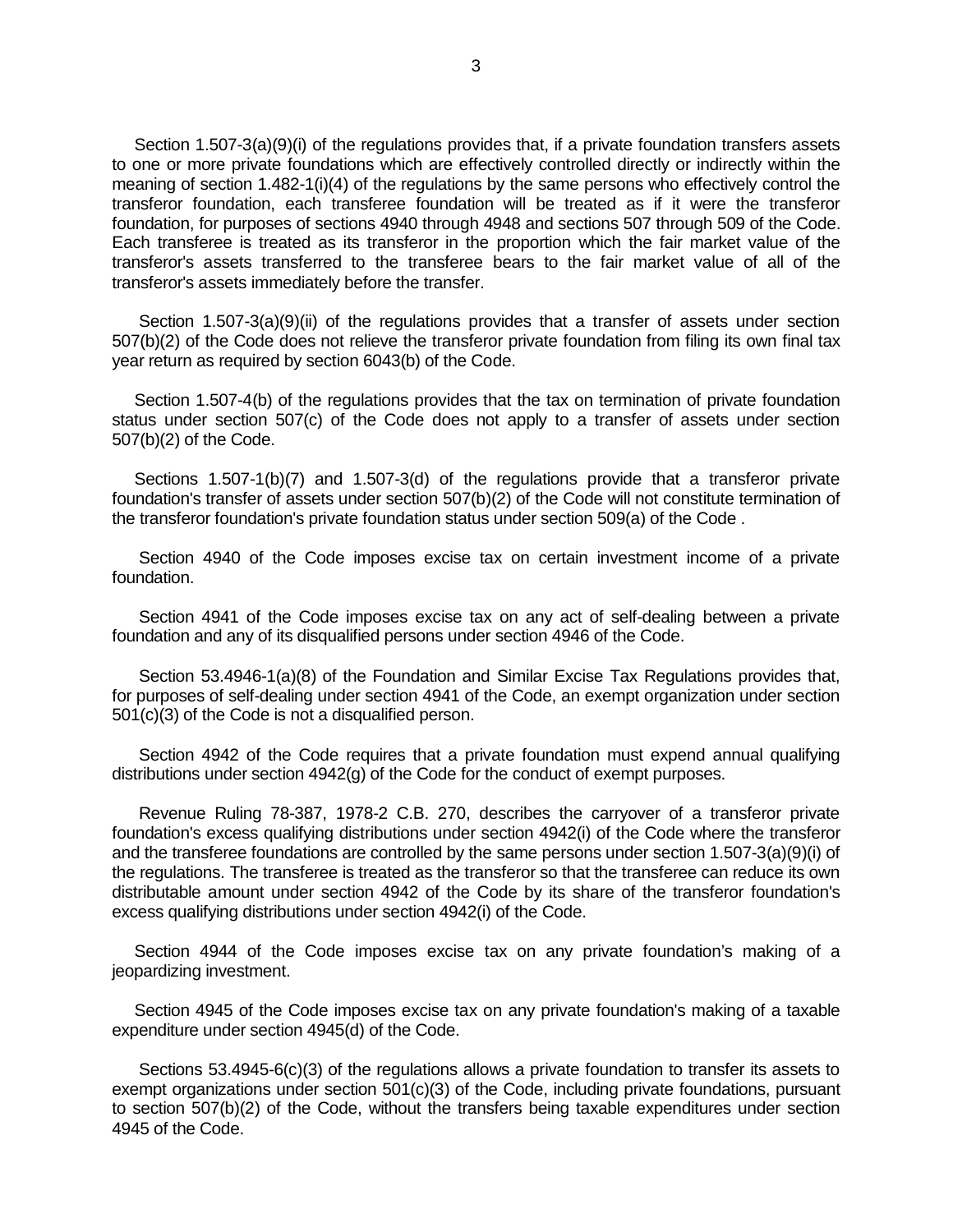Section 1.507-3(a)(9)(i) of the regulations provides that, if a private foundation transfers assets to one or more private foundations which are effectively controlled directly or indirectly within the meaning of section 1.482-1(i)(4) of the regulations by the same persons who effectively control the transferor foundation, each transferee foundation will be treated as if it were the transferor foundation, for purposes of sections 4940 through 4948 and sections 507 through 509 of the Code. Each transferee is treated as its transferor in the proportion which the fair market value of the transferor's assets transferred to the transferee bears to the fair market value of all of the transferor's assets immediately before the transfer.

Section 1.507-3(a)(9)(ii) of the regulations provides that a transfer of assets under section 507(b)(2) of the Code does not relieve the transferor private foundation from filing its own final tax year return as required by section 6043(b) of the Code.

Section 1.507-4(b) of the regulations provides that the tax on termination of private foundation status under section 507(c) of the Code does not apply to a transfer of assets under section 507(b)(2) of the Code.

Sections 1.507-1(b)(7) and 1.507-3(d) of the regulations provide that a transferor private foundation's transfer of assets under section 507(b)(2) of the Code will not constitute termination of the transferor foundation's private foundation status under section 509(a) of the Code .

Section 4940 of the Code imposes excise tax on certain investment income of a private foundation.

Section 4941 of the Code imposes excise tax on any act of self-dealing between a private foundation and any of its disqualified persons under section 4946 of the Code.

Section 53.4946-1(a)(8) of the Foundation and Similar Excise Tax Regulations provides that, for purposes of self-dealing under section 4941 of the Code, an exempt organization under section 501(c)(3) of the Code is not a disqualified person.

Section 4942 of the Code requires that a private foundation must expend annual qualifying distributions under section 4942(g) of the Code for the conduct of exempt purposes.

Revenue Ruling 78-387, 1978-2 C.B. 270, describes the carryover of a transferor private foundation's excess qualifying distributions under section 4942(i) of the Code where the transferor and the transferee foundations are controlled by the same persons under section 1.507-3(a)(9)(i) of the regulations. The transferee is treated as the transferor so that the transferee can reduce its own distributable amount under section 4942 of the Code by its share of the transferor foundation's excess qualifying distributions under section 4942(i) of the Code.

Section 4944 of the Code imposes excise tax on any private foundation's making of a jeopardizing investment.

Section 4945 of the Code imposes excise tax on any private foundation's making of a taxable expenditure under section 4945(d) of the Code.

Sections 53.4945-6(c)(3) of the regulations allows a private foundation to transfer its assets to exempt organizations under section 501(c)(3) of the Code, including private foundations, pursuant to section 507(b)(2) of the Code, without the transfers being taxable expenditures under section 4945 of the Code.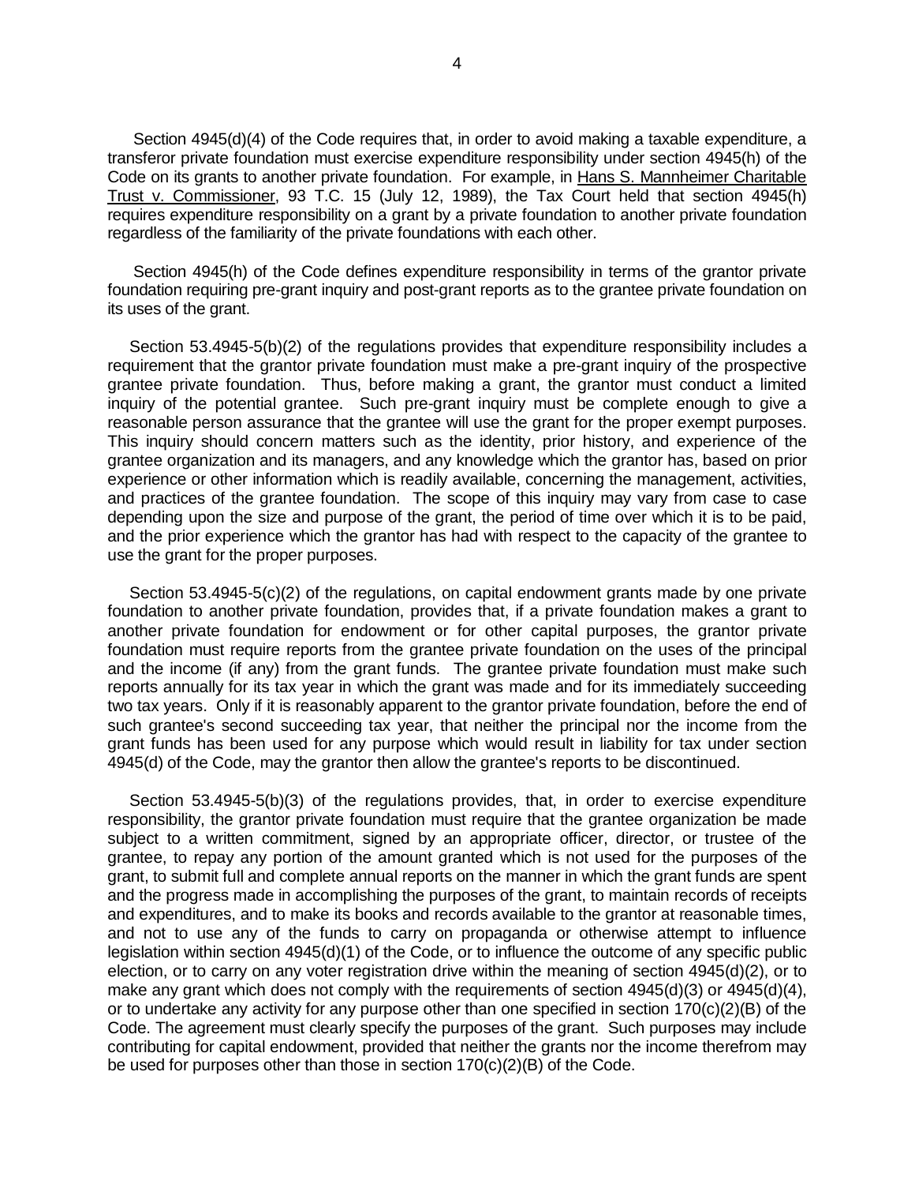Section 4945(d)(4) of the Code requires that, in order to avoid making a taxable expenditure, a transferor private foundation must exercise expenditure responsibility under section 4945(h) of the Code on its grants to another private foundation. For example, in Hans S. Mannheimer Charitable Trust v. Commissioner, 93 T.C. 15 (July 12, 1989), the Tax Court held that section 4945(h) requires expenditure responsibility on a grant by a private foundation to another private foundation regardless of the familiarity of the private foundations with each other.

Section 4945(h) of the Code defines expenditure responsibility in terms of the grantor private foundation requiring pre-grant inquiry and post-grant reports as to the grantee private foundation on its uses of the grant.

Section 53.4945-5(b)(2) of the regulations provides that expenditure responsibility includes a requirement that the grantor private foundation must make a pre-grant inquiry of the prospective grantee private foundation. Thus, before making a grant, the grantor must conduct a limited inquiry of the potential grantee. Such pre-grant inquiry must be complete enough to give a reasonable person assurance that the grantee will use the grant for the proper exempt purposes. This inquiry should concern matters such as the identity, prior history, and experience of the grantee organization and its managers, and any knowledge which the grantor has, based on prior experience or other information which is readily available, concerning the management, activities, and practices of the grantee foundation. The scope of this inquiry may vary from case to case depending upon the size and purpose of the grant, the period of time over which it is to be paid, and the prior experience which the grantor has had with respect to the capacity of the grantee to use the grant for the proper purposes.

Section 53.4945-5(c)(2) of the regulations, on capital endowment grants made by one private foundation to another private foundation, provides that, if a private foundation makes a grant to another private foundation for endowment or for other capital purposes, the grantor private foundation must require reports from the grantee private foundation on the uses of the principal and the income (if any) from the grant funds. The grantee private foundation must make such reports annually for its tax year in which the grant was made and for its immediately succeeding two tax years. Only if it is reasonably apparent to the grantor private foundation, before the end of such grantee's second succeeding tax year, that neither the principal nor the income from the grant funds has been used for any purpose which would result in liability for tax under section 4945(d) of the Code, may the grantor then allow the grantee's reports to be discontinued.

Section 53.4945-5(b)(3) of the regulations provides, that, in order to exercise expenditure responsibility, the grantor private foundation must require that the grantee organization be made subject to a written commitment, signed by an appropriate officer, director, or trustee of the grantee, to repay any portion of the amount granted which is not used for the purposes of the grant, to submit full and complete annual reports on the manner in which the grant funds are spent and the progress made in accomplishing the purposes of the grant, to maintain records of receipts and expenditures, and to make its books and records available to the grantor at reasonable times, and not to use any of the funds to carry on propaganda or otherwise attempt to influence legislation within section 4945(d)(1) of the Code, or to influence the outcome of any specific public election, or to carry on any voter registration drive within the meaning of section 4945(d)(2), or to make any grant which does not comply with the requirements of section 4945(d)(3) or 4945(d)(4), or to undertake any activity for any purpose other than one specified in section 170(c)(2)(B) of the Code. The agreement must clearly specify the purposes of the grant. Such purposes may include contributing for capital endowment, provided that neither the grants nor the income therefrom may be used for purposes other than those in section 170(c)(2)(B) of the Code.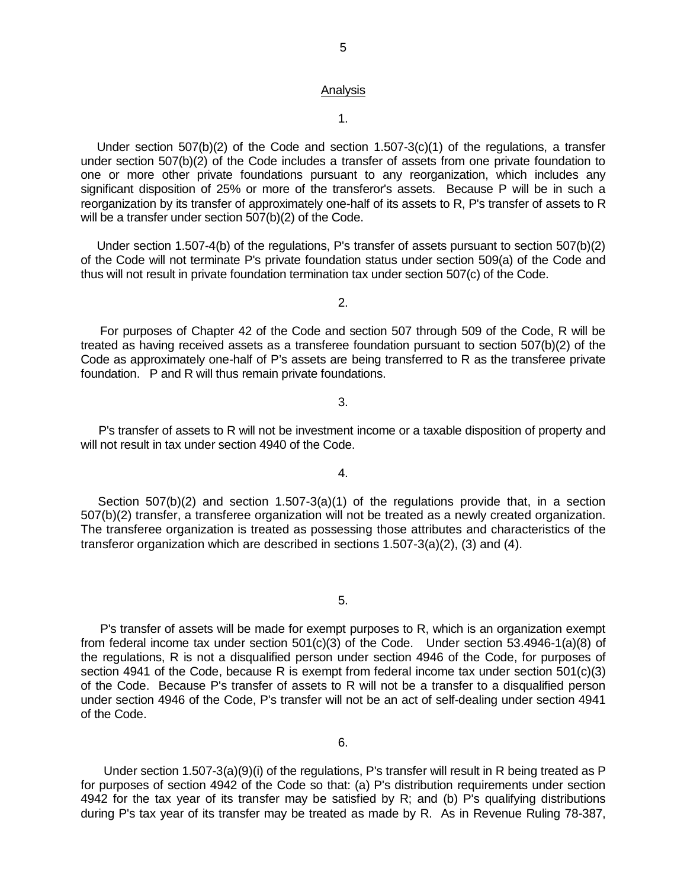## Analysis

1.

Under section 507(b)(2) of the Code and section 1.507-3(c)(1) of the regulations, a transfer under section 507(b)(2) of the Code includes a transfer of assets from one private foundation to one or more other private foundations pursuant to any reorganization, which includes any significant disposition of 25% or more of the transferor's assets. Because P will be in such a reorganization by its transfer of approximately one-half of its assets to R, P's transfer of assets to R will be a transfer under section 507(b)(2) of the Code.

Under section 1.507-4(b) of the regulations, P's transfer of assets pursuant to section 507(b)(2) of the Code will not terminate P's private foundation status under section 509(a) of the Code and thus will not result in private foundation termination tax under section 507(c) of the Code.

2.

For purposes of Chapter 42 of the Code and section 507 through 509 of the Code, R will be treated as having received assets as a transferee foundation pursuant to section 507(b)(2) of the Code as approximately one-half of P's assets are being transferred to R as the transferee private foundation. P and R will thus remain private foundations.

3.

P's transfer of assets to R will not be investment income or a taxable disposition of property and will not result in tax under section 4940 of the Code.

4.

Section 507(b)(2) and section 1.507-3(a)(1) of the regulations provide that, in a section 507(b)(2) transfer, a transferee organization will not be treated as a newly created organization. The transferee organization is treated as possessing those attributes and characteristics of the transferor organization which are described in sections 1.507-3(a)(2), (3) and (4).

5.

P's transfer of assets will be made for exempt purposes to R, which is an organization exempt from federal income tax under section 501(c)(3) of the Code. Under section 53.4946-1(a)(8) of the regulations, R is not a disqualified person under section 4946 of the Code, for purposes of section 4941 of the Code, because R is exempt from federal income tax under section 501(c)(3) of the Code. Because P's transfer of assets to R will not be a transfer to a disqualified person under section 4946 of the Code, P's transfer will not be an act of self-dealing under section 4941 of the Code.

6.

Under section 1.507-3(a)(9)(i) of the regulations, P's transfer will result in R being treated as P for purposes of section 4942 of the Code so that: (a) P's distribution requirements under section 4942 for the tax year of its transfer may be satisfied by R; and (b) P's qualifying distributions during P's tax year of its transfer may be treated as made by R. As in Revenue Ruling 78-387,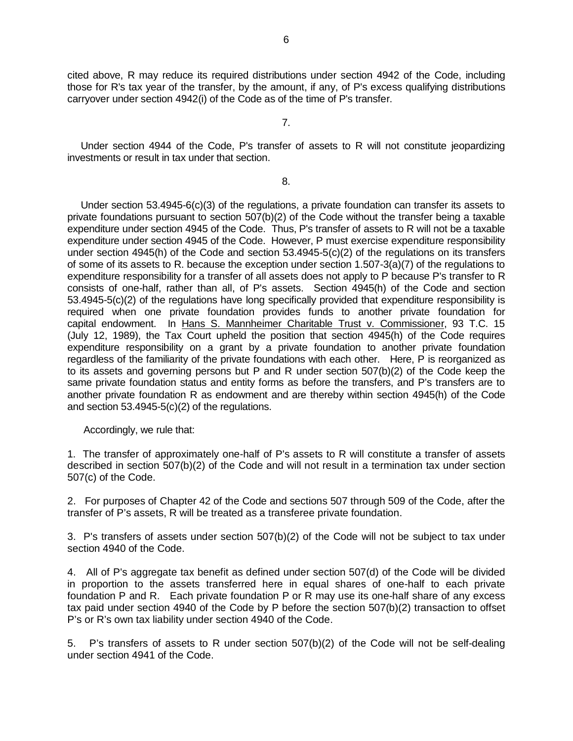cited above, R may reduce its required distributions under section 4942 of the Code, including those for R's tax year of the transfer, by the amount, if any, of P's excess qualifying distributions carryover under section 4942(i) of the Code as of the time of P's transfer.

7.

Under section 4944 of the Code, P's transfer of assets to R will not constitute jeopardizing investments or result in tax under that section.

8.

Under section 53.4945-6(c)(3) of the regulations, a private foundation can transfer its assets to private foundations pursuant to section 507(b)(2) of the Code without the transfer being a taxable expenditure under section 4945 of the Code. Thus, P's transfer of assets to R will not be a taxable expenditure under section 4945 of the Code. However, P must exercise expenditure responsibility under section 4945(h) of the Code and section 53.4945-5(c)(2) of the regulations on its transfers of some of its assets to R. because the exception under section 1.507-3(a)(7) of the regulations to expenditure responsibility for a transfer of all assets does not apply to P because P's transfer to R consists of one-half, rather than all, of P's assets. Section 4945(h) of the Code and section 53.4945-5(c)(2) of the regulations have long specifically provided that expenditure responsibility is required when one private foundation provides funds to another private foundation for capital endowment. In Hans S. Mannheimer Charitable Trust v. Commissioner, 93 T.C. 15 (July 12, 1989), the Tax Court upheld the position that section 4945(h) of the Code requires expenditure responsibility on a grant by a private foundation to another private foundation regardless of the familiarity of the private foundations with each other. Here, P is reorganized as to its assets and governing persons but P and R under section 507(b)(2) of the Code keep the same private foundation status and entity forms as before the transfers, and P's transfers are to another private foundation R as endowment and are thereby within section 4945(h) of the Code and section 53.4945-5(c)(2) of the regulations.

Accordingly, we rule that:

1. The transfer of approximately one-half of P's assets to R will constitute a transfer of assets described in section 507(b)(2) of the Code and will not result in a termination tax under section 507(c) of the Code.

2. For purposes of Chapter 42 of the Code and sections 507 through 509 of the Code, after the transfer of P's assets, R will be treated as a transferee private foundation.

3. P's transfers of assets under section 507(b)(2) of the Code will not be subject to tax under section 4940 of the Code.

4. All of P's aggregate tax benefit as defined under section 507(d) of the Code will be divided in proportion to the assets transferred here in equal shares of one-half to each private foundation P and R. Each private foundation P or R may use its one-half share of any excess tax paid under section 4940 of the Code by P before the section 507(b)(2) transaction to offset P's or R's own tax liability under section 4940 of the Code.

5. P's transfers of assets to R under section 507(b)(2) of the Code will not be self-dealing under section 4941 of the Code.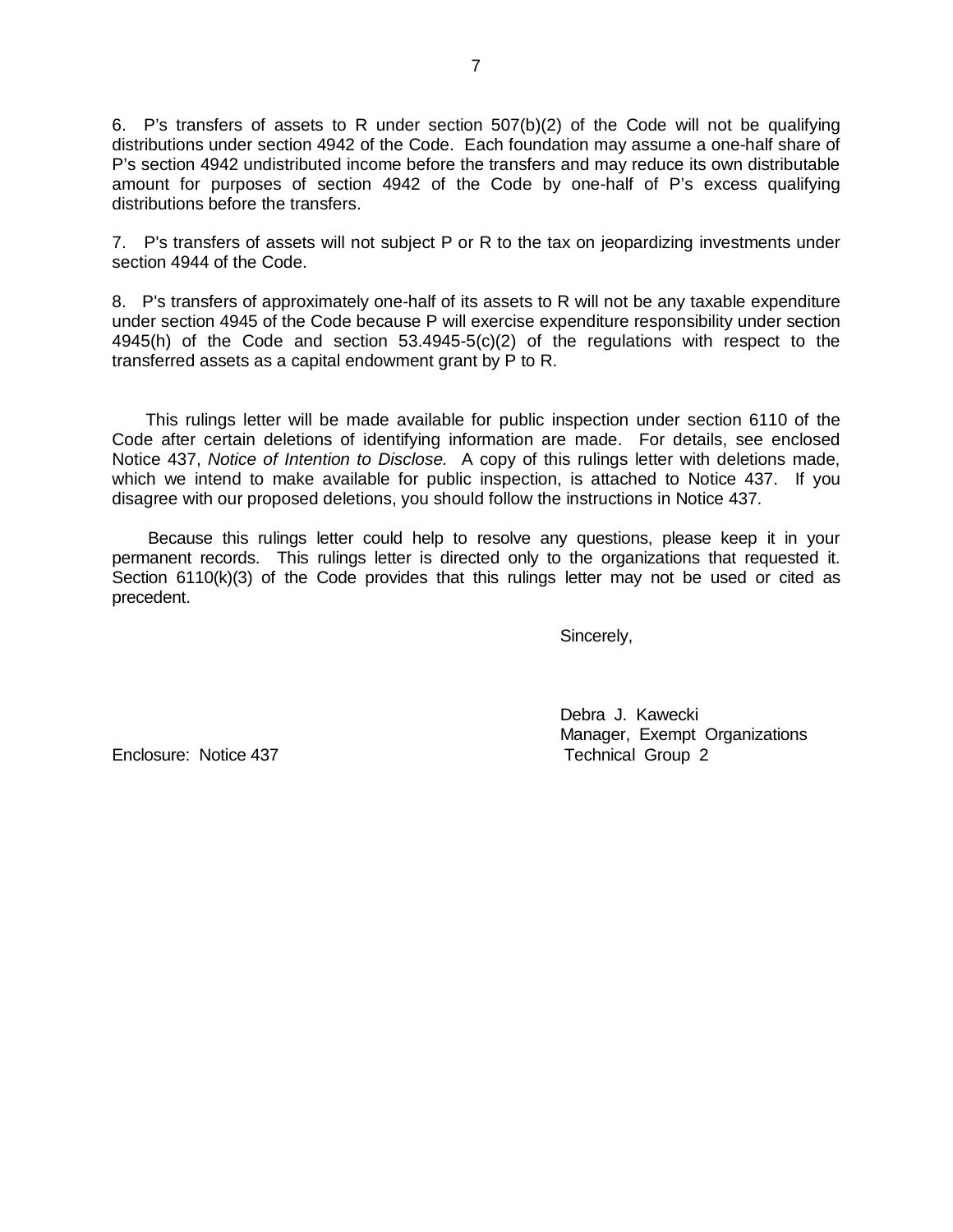6. P’s transfers of assets to R under section 507(b)(2) of the Code will not be qualifying distributions under section 4942 of the Code. Each foundation may assume a one-half share of P’s section 4942 undistributed income before the transfers and may reduce its own distributable amount for purposes of section 4942 of the Code by one-half of P’s excess qualifying distributions before the transfers.

7. P's transfers of assets will not subject P or R to the tax on jeopardizing investments under section 4944 of the Code.

8. P's transfers of approximately one-half of its assets to R will not be any taxable expenditure under section 4945 of the Code because P will exercise expenditure responsibility under section 4945(h) of the Code and section 53.4945-5(c)(2) of the regulations with respect to the transferred assets as a capital endowment grant by P to R.

This rulings letter will be made available for public inspection under section 6110 of the Code after certain deletions of identifying information are made. For details, see enclosed Notice 437, *Notice of Intention to Disclose.* A copy of this rulings letter with deletions made, which we intend to make available for public inspection, is attached to Notice 437. If you disagree with our proposed deletions, you should follow the instructions in Notice 437.

Because this rulings letter could help to resolve any questions, please keep it in your permanent records. This rulings letter is directed only to the organizations that requested it. Section 6110(k)(3) of the Code provides that this rulings letter may not be used or cited as precedent.

Sincerely,

Debra J. Kawecki
Manager, Exempt Organizations
Technical Group 2

Enclosure: Notice 437